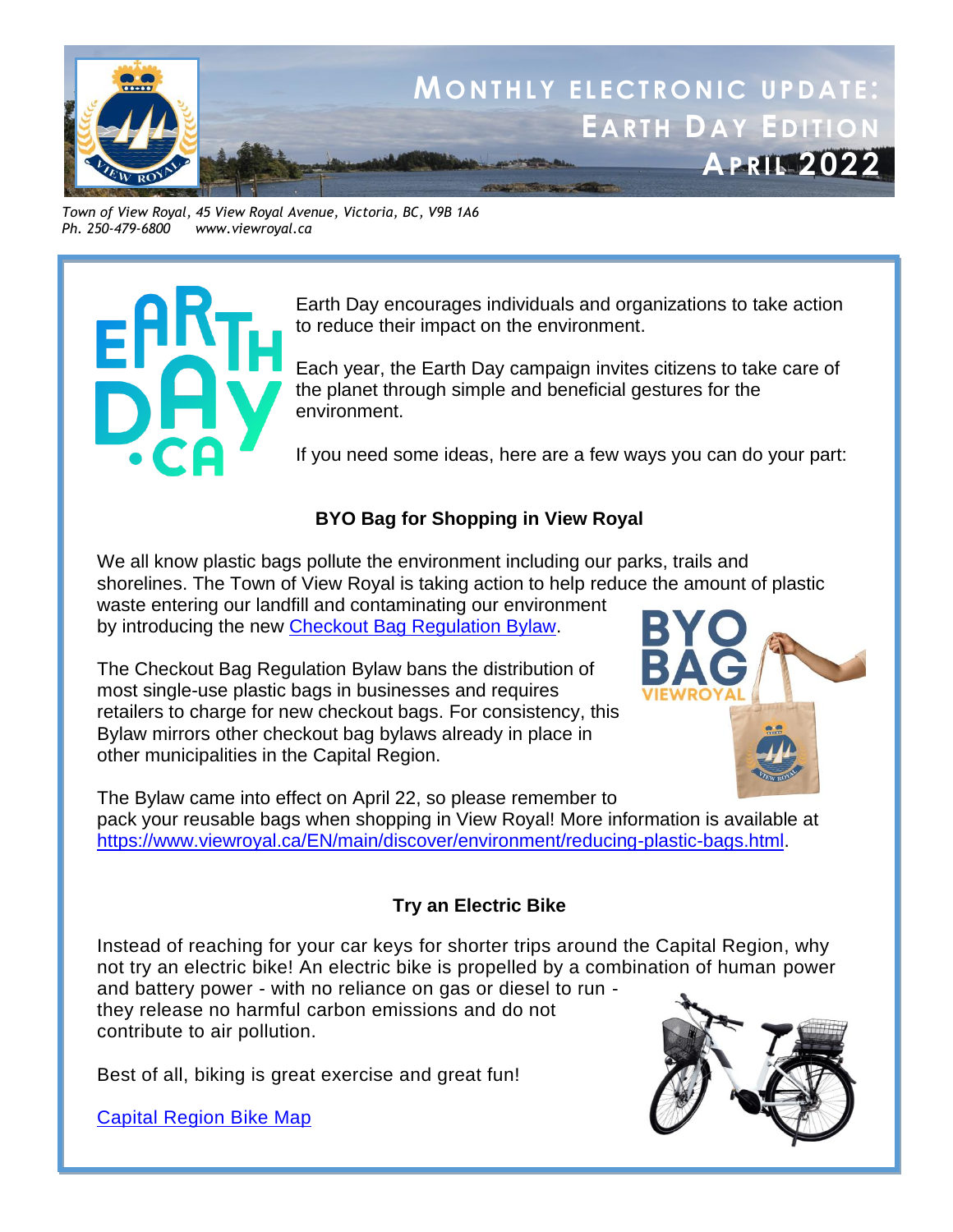# Monthly Electronic Update: Earth Day Edition April 2022

*Town of View Royal, 45 View Royal Avenue, Victoria, BC, V9B 1A6*
*Ph. 250-479-6800 www.viewroyal.ca*

Earth Day encourages individuals and organizations to take action to reduce their impact on the environment.

Each year, the Earth Day campaign invites citizens to take care of the planet through simple and beneficial gestures for the environment.

If you need some ideas, here are a few ways you can do your part:

## BYO Bag for Shopping in View Royal

We all know plastic bags pollute the environment including our parks, trails and shorelines. The Town of View Royal is taking action to help reduce the amount of plastic waste entering our landfill and contaminating our environment by introducing the new [Checkout Bag Regulation Bylaw](#).

The Checkout Bag Regulation Bylaw bans the distribution of most single-use plastic bags in businesses and requires retailers to charge for new checkout bags. For consistency, this Bylaw mirrors other checkout bag bylaws already in place in other municipalities in the Capital Region.

The Bylaw came into effect on April 22, so please remember to pack your reusable bags when shopping in View Royal! More information is available at https://www.viewroyal.ca/EN/main/discover/environment/reducing-plastic-bags.html.

## Try an Electric Bike

Instead of reaching for your car keys for shorter trips around the Capital Region, why not try an electric bike! An electric bike is propelled by a combination of human power and battery power - with no reliance on gas or diesel to run - they release no harmful carbon emissions and do not contribute to air pollution.

Best of all, biking is great exercise and great fun!

[Capital Region Bike Map](#)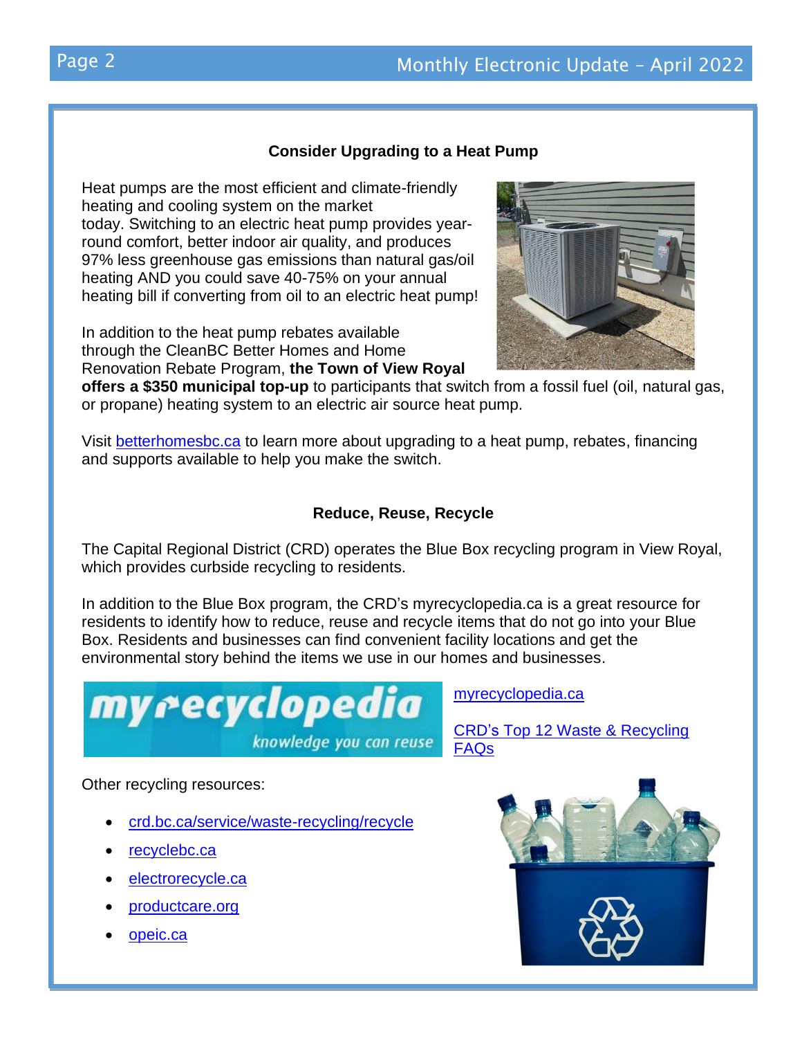## Consider Upgrading to a Heat Pump

Heat pumps are the most efficient and climate-friendly heating and cooling system on the market today. Switching to an electric heat pump provides year-round comfort, better indoor air quality, and produces 97% less greenhouse gas emissions than natural gas/oil heating AND you could save 40-75% on your annual heating bill if converting from oil to an electric heat pump!

In addition to the heat pump rebates available through the CleanBC Better Homes and Home Renovation Rebate Program, **the Town of View Royal offers a $350 municipal top-up** to participants that switch from a fossil fuel (oil, natural gas, or propane) heating system to an electric air source heat pump.

Visit betterhomesbc.ca to learn more about upgrading to a heat pump, rebates, financing and supports available to help you make the switch.

## Reduce, Reuse, Recycle

The Capital Regional District (CRD) operates the Blue Box recycling program in View Royal, which provides curbside recycling to residents.

In addition to the Blue Box program, the CRD's myrecyclopedia.ca is a great resource for residents to identify how to reduce, reuse and recycle items that do not go into your Blue Box. Residents and businesses can find convenient facility locations and get the environmental story behind the items we use in our homes and businesses.

myrecyclopedia
knowledge you can reuse

myrecyclopedia.ca

CRD's Top 12 Waste & Recycling FAQs

Other recycling resources:

- crd.bc.ca/service/waste-recycling/recycle
- recyclebc.ca
- electrorecycle.ca
- productcare.org
- opeic.ca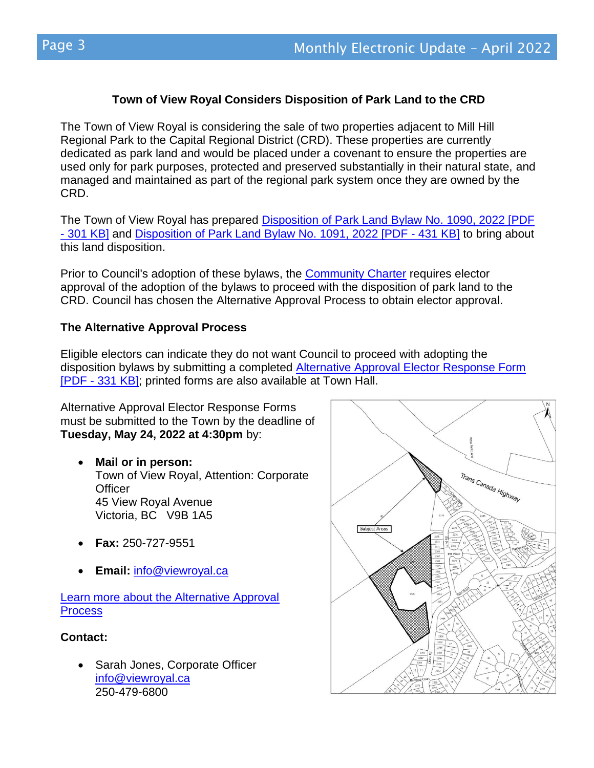## Town of View Royal Considers Disposition of Park Land to the CRD

The Town of View Royal is considering the sale of two properties adjacent to Mill Hill Regional Park to the Capital Regional District (CRD). These properties are currently dedicated as park land and would be placed under a covenant to ensure the properties are used only for park purposes, protected and preserved substantially in their natural state, and managed and maintained as part of the regional park system once they are owned by the CRD.

The Town of View Royal has prepared [Disposition of Park Land Bylaw No. 1090, 2022 [PDF - 301 KB]] and [Disposition of Park Land Bylaw No. 1091, 2022 [PDF - 431 KB]] to bring about this land disposition.

Prior to Council's adoption of these bylaws, the Community Charter requires elector approval of the adoption of the bylaws to proceed with the disposition of park land to the CRD. Council has chosen the Alternative Approval Process to obtain elector approval.

### The Alternative Approval Process

Eligible electors can indicate they do not want Council to proceed with adopting the disposition bylaws by submitting a completed [Alternative Approval Elector Response Form [PDF - 331 KB]]; printed forms are also available at Town Hall.

Alternative Approval Elector Response Forms must be submitted to the Town by the deadline of **Tuesday, May 24, 2022 at 4:30pm** by:

- **Mail or in person:**
  Town of View Royal, Attention: Corporate Officer
  45 View Royal Avenue
  Victoria, BC V9B 1A5
- **Fax:** 250-727-9551
- **Email:** info@viewroyal.ca

Learn more about the Alternative Approval Process

**Contact:**

- Sarah Jones, Corporate Officer
  info@viewroyal.ca
  250-479-6800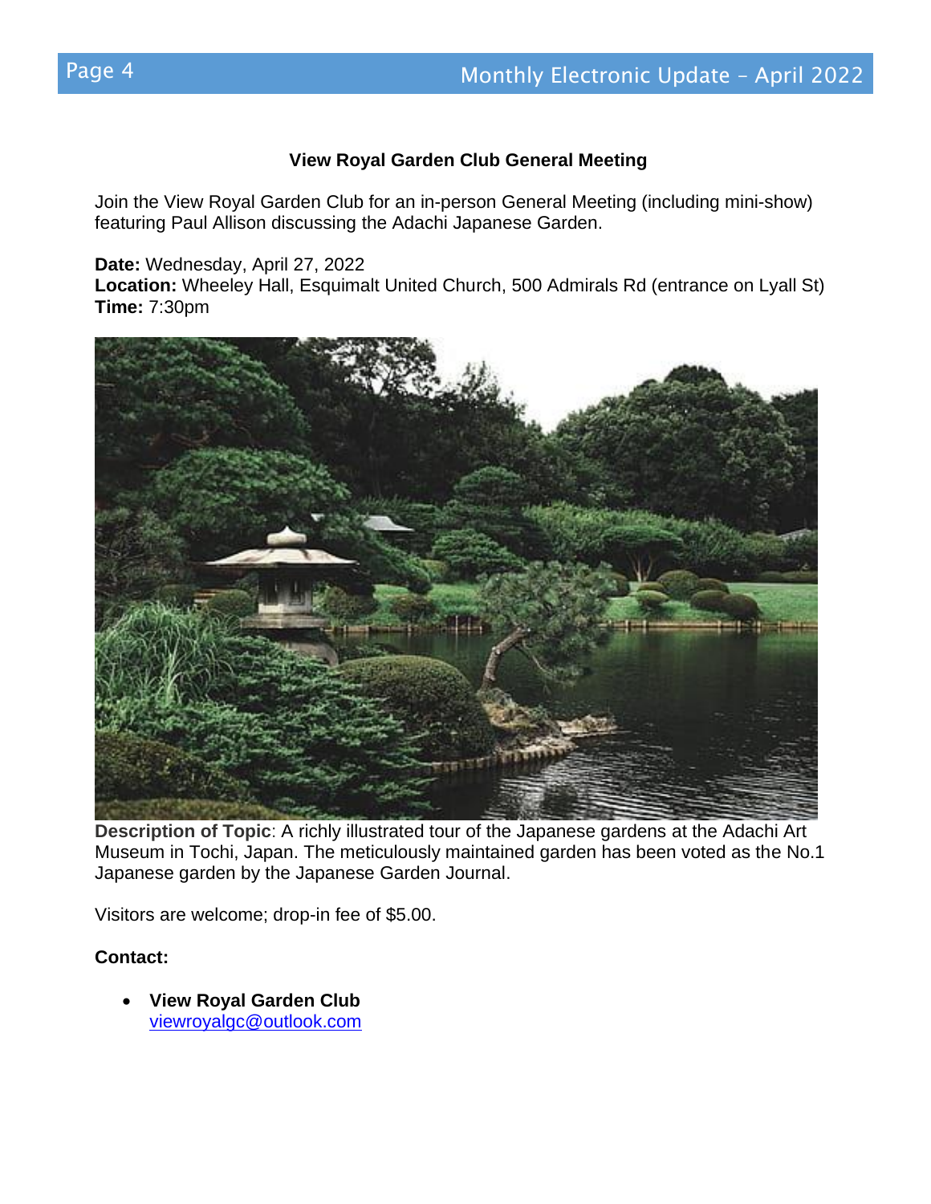### View Royal Garden Club General Meeting

Join the View Royal Garden Club for an in-person General Meeting (including mini-show) featuring Paul Allison discussing the Adachi Japanese Garden.

**Date:** Wednesday, April 27, 2022
**Location:** Wheeley Hall, Esquimalt United Church, 500 Admirals Rd (entrance on Lyall St)
**Time:** 7:30pm

**Description of Topic**: A richly illustrated tour of the Japanese gardens at the Adachi Art Museum in Tochi, Japan. The meticulously maintained garden has been voted as the No.1 Japanese garden by the Japanese Garden Journal.

Visitors are welcome; drop-in fee of $5.00.

**Contact:**

- **View Royal Garden Club**
  viewroyalgc@outlook.com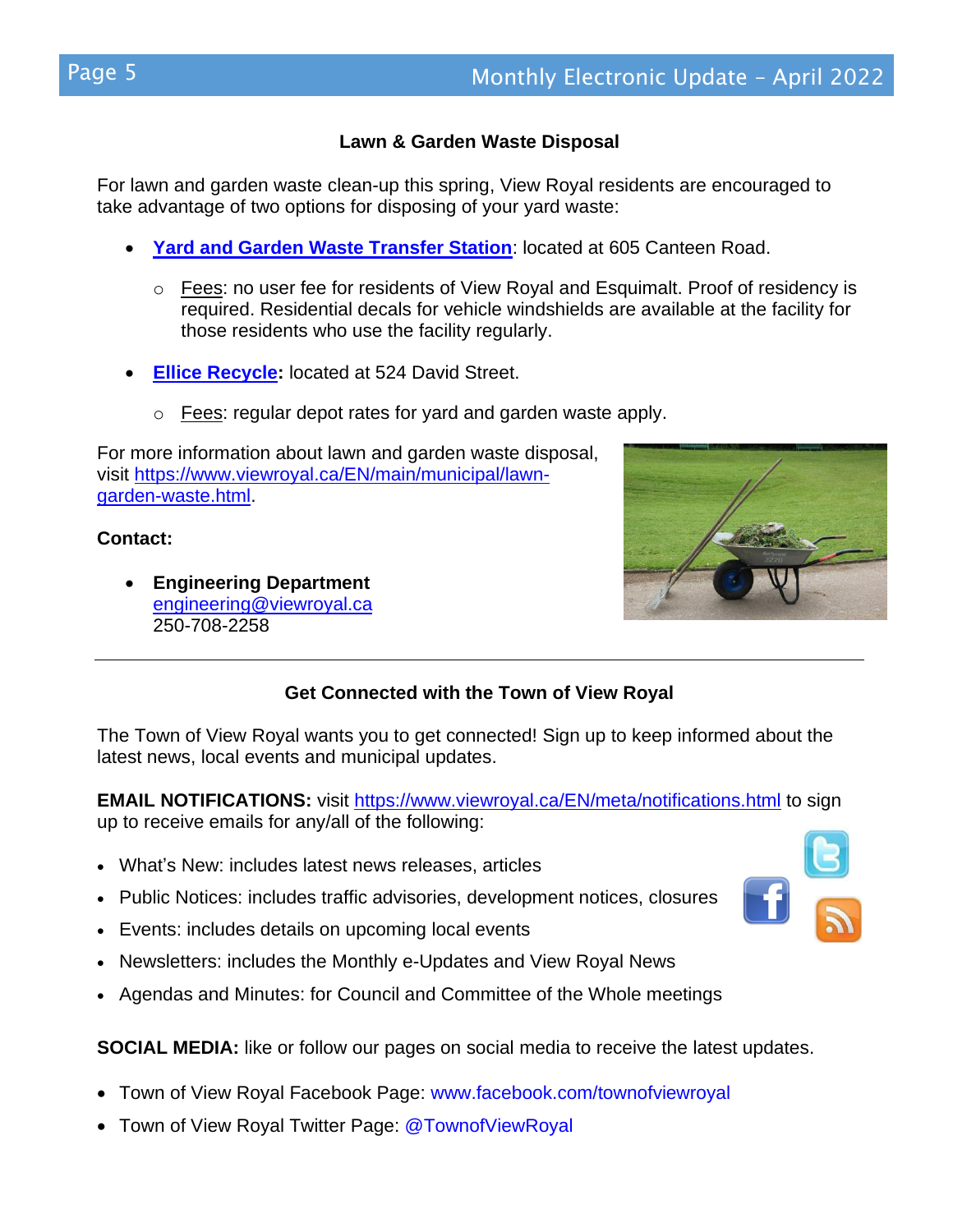## Lawn & Garden Waste Disposal

For lawn and garden waste clean-up this spring, View Royal residents are encouraged to take advantage of two options for disposing of your yard waste:

- **Yard and Garden Waste Transfer Station**: located at 605 Canteen Road.
  - Fees: no user fee for residents of View Royal and Esquimalt. Proof of residency is required. Residential decals for vehicle windshields are available at the facility for those residents who use the facility regularly.
- **Ellice Recycle:** located at 524 David Street.
  - Fees: regular depot rates for yard and garden waste apply.

For more information about lawn and garden waste disposal, visit https://www.viewroyal.ca/EN/main/municipal/lawn-garden-waste.html.

**Contact:**

- **Engineering Department**
  engineering@viewroyal.ca
  250-708-2258

---

## Get Connected with the Town of View Royal

The Town of View Royal wants you to get connected! Sign up to keep informed about the latest news, local events and municipal updates.

**EMAIL NOTIFICATIONS:** visit https://www.viewroyal.ca/EN/meta/notifications.html to sign up to receive emails for any/all of the following:

- What's New: includes latest news releases, articles
- Public Notices: includes traffic advisories, development notices, closures
- Events: includes details on upcoming local events
- Newsletters: includes the Monthly e-Updates and View Royal News
- Agendas and Minutes: for Council and Committee of the Whole meetings

**SOCIAL MEDIA:** like or follow our pages on social media to receive the latest updates.

- Town of View Royal Facebook Page: www.facebook.com/townofviewroyal
- Town of View Royal Twitter Page: @TownofViewRoyal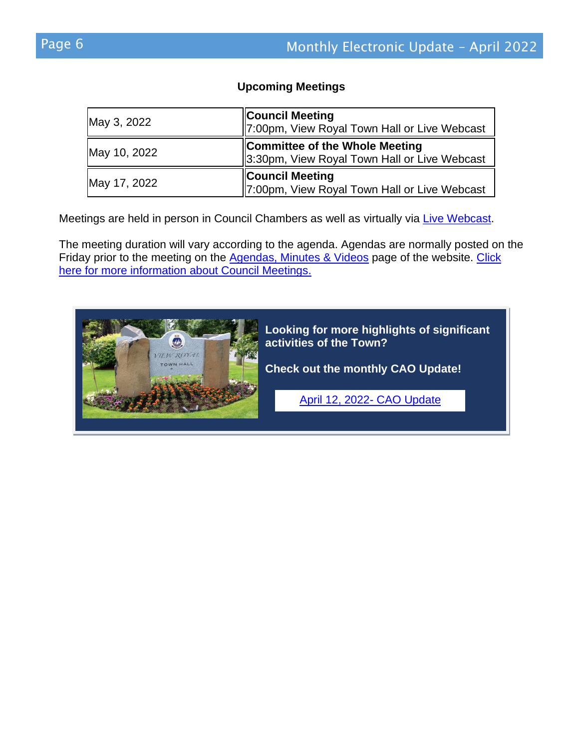## Upcoming Meetings

| | |
|---|---|
| May 3, 2022 | **Council Meeting** 7:00pm, View Royal Town Hall or Live Webcast |
| May 10, 2022 | **Committee of the Whole Meeting** 3:30pm, View Royal Town Hall or Live Webcast |
| May 17, 2022 | **Council Meeting** 7:00pm, View Royal Town Hall or Live Webcast |

Meetings are held in person in Council Chambers as well as virtually via Live Webcast.

The meeting duration will vary according to the agenda. Agendas are normally posted on the Friday prior to the meeting on the Agendas, Minutes & Videos page of the website. Click here for more information about Council Meetings.

**Looking for more highlights of significant activities of the Town?**

**Check out the monthly CAO Update!**

April 12, 2022- CAO Update